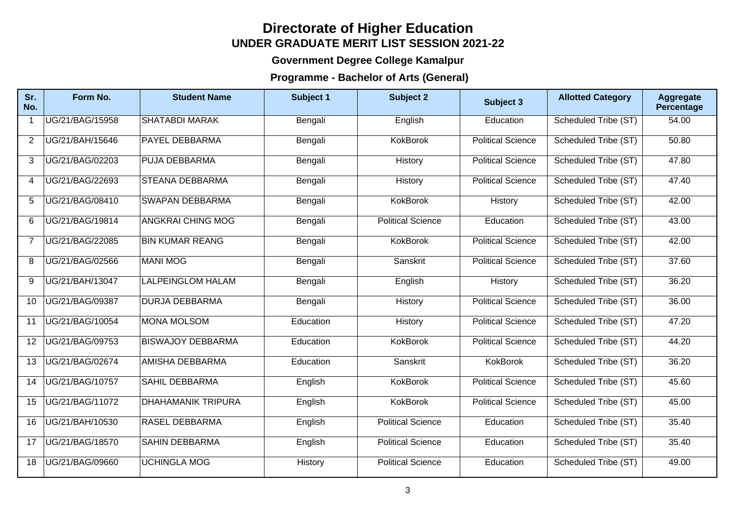# Directorate of Higher Education

## UNDER GRADUATE MERIT LIST SESSION 2021-22

### Government Degree College Kamalpur

### Programme - Bachelor of Arts (General)

| Sr. No. | Form No. | Student Name | Subject 1 | Subject 2 | Subject 3 | Allotted Category | Aggregate Percentage |
|---|---|---|---|---|---|---|---|
| 1 | UG/21/BAG/15958 | SHATABDI MARAK | Bengali | English | Education | Scheduled Tribe (ST) | 54.00 |
| 2 | UG/21/BAH/15646 | PAYEL DEBBARMA | Bengali | KokBorok | Political Science | Scheduled Tribe (ST) | 50.80 |
| 3 | UG/21/BAG/02203 | PUJA DEBBARMA | Bengali | History | Political Science | Scheduled Tribe (ST) | 47.80 |
| 4 | UG/21/BAG/22693 | STEANA DEBBARMA | Bengali | History | Political Science | Scheduled Tribe (ST) | 47.40 |
| 5 | UG/21/BAG/08410 | SWAPAN DEBBARMA | Bengali | KokBorok | History | Scheduled Tribe (ST) | 42.00 |
| 6 | UG/21/BAG/19814 | ANGKRAI CHING MOG | Bengali | Political Science | Education | Scheduled Tribe (ST) | 43.00 |
| 7 | UG/21/BAG/22085 | BIN KUMAR REANG | Bengali | KokBorok | Political Science | Scheduled Tribe (ST) | 42.00 |
| 8 | UG/21/BAG/02566 | MANI MOG | Bengali | Sanskrit | Political Science | Scheduled Tribe (ST) | 37.60 |
| 9 | UG/21/BAH/13047 | LALPEINGLOM HALAM | Bengali | English | History | Scheduled Tribe (ST) | 36.20 |
| 10 | UG/21/BAG/09387 | DURJA DEBBARMA | Bengali | History | Political Science | Scheduled Tribe (ST) | 36.00 |
| 11 | UG/21/BAG/10054 | MONA MOLSOM | Education | History | Political Science | Scheduled Tribe (ST) | 47.20 |
| 12 | UG/21/BAG/09753 | BISWAJOY DEBBARMA | Education | KokBorok | Political Science | Scheduled Tribe (ST) | 44.20 |
| 13 | UG/21/BAG/02674 | AMISHA DEBBARMA | Education | Sanskrit | KokBorok | Scheduled Tribe (ST) | 36.20 |
| 14 | UG/21/BAG/10757 | SAHIL DEBBARMA | English | KokBorok | Political Science | Scheduled Tribe (ST) | 45.60 |
| 15 | UG/21/BAG/11072 | DHAHAMANIK TRIPURA | English | KokBorok | Political Science | Scheduled Tribe (ST) | 45.00 |
| 16 | UG/21/BAH/10530 | RASEL DEBBARMA | English | Political Science | Education | Scheduled Tribe (ST) | 35.40 |
| 17 | UG/21/BAG/18570 | SAHIN DEBBARMA | English | Political Science | Education | Scheduled Tribe (ST) | 35.40 |
| 18 | UG/21/BAG/09660 | UCHINGLA MOG | History | Political Science | Education | Scheduled Tribe (ST) | 49.00 |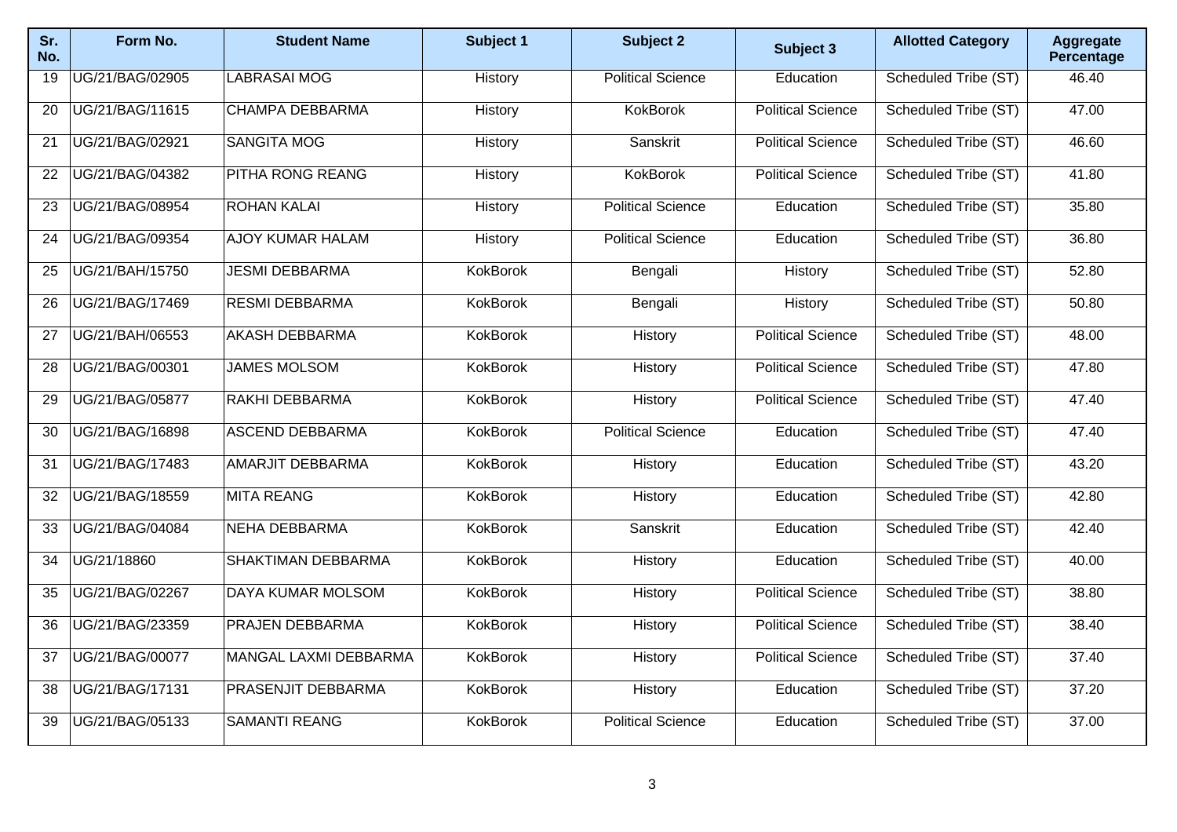| Sr. No. | Form No. | Student Name | Subject 1 | Subject 2 | Subject 3 | Allotted Category | Aggregate Percentage |
|---|---|---|---|---|---|---|---|
| 19 | UG/21/BAG/02905 | LABRASAI MOG | History | Political Science | Education | Scheduled Tribe (ST) | 46.40 |
| 20 | UG/21/BAG/11615 | CHAMPA DEBBARMA | History | KokBorok | Political Science | Scheduled Tribe (ST) | 47.00 |
| 21 | UG/21/BAG/02921 | SANGITA MOG | History | Sanskrit | Political Science | Scheduled Tribe (ST) | 46.60 |
| 22 | UG/21/BAG/04382 | PITHA RONG REANG | History | KokBorok | Political Science | Scheduled Tribe (ST) | 41.80 |
| 23 | UG/21/BAG/08954 | ROHAN KALAI | History | Political Science | Education | Scheduled Tribe (ST) | 35.80 |
| 24 | UG/21/BAG/09354 | AJOY KUMAR HALAM | History | Political Science | Education | Scheduled Tribe (ST) | 36.80 |
| 25 | UG/21/BAH/15750 | JESMI DEBBARMA | KokBorok | Bengali | History | Scheduled Tribe (ST) | 52.80 |
| 26 | UG/21/BAG/17469 | RESMI DEBBARMA | KokBorok | Bengali | History | Scheduled Tribe (ST) | 50.80 |
| 27 | UG/21/BAH/06553 | AKASH DEBBARMA | KokBorok | History | Political Science | Scheduled Tribe (ST) | 48.00 |
| 28 | UG/21/BAG/00301 | JAMES MOLSOM | KokBorok | History | Political Science | Scheduled Tribe (ST) | 47.80 |
| 29 | UG/21/BAG/05877 | RAKHI DEBBARMA | KokBorok | History | Political Science | Scheduled Tribe (ST) | 47.40 |
| 30 | UG/21/BAG/16898 | ASCEND DEBBARMA | KokBorok | Political Science | Education | Scheduled Tribe (ST) | 47.40 |
| 31 | UG/21/BAG/17483 | AMARJIT DEBBARMA | KokBorok | History | Education | Scheduled Tribe (ST) | 43.20 |
| 32 | UG/21/BAG/18559 | MITA REANG | KokBorok | History | Education | Scheduled Tribe (ST) | 42.80 |
| 33 | UG/21/BAG/04084 | NEHA DEBBARMA | KokBorok | Sanskrit | Education | Scheduled Tribe (ST) | 42.40 |
| 34 | UG/21/18860 | SHAKTIMAN DEBBARMA | KokBorok | History | Education | Scheduled Tribe (ST) | 40.00 |
| 35 | UG/21/BAG/02267 | DAYA KUMAR MOLSOM | KokBorok | History | Political Science | Scheduled Tribe (ST) | 38.80 |
| 36 | UG/21/BAG/23359 | PRAJEN DEBBARMA | KokBorok | History | Political Science | Scheduled Tribe (ST) | 38.40 |
| 37 | UG/21/BAG/00077 | MANGAL LAXMI DEBBARMA | KokBorok | History | Political Science | Scheduled Tribe (ST) | 37.40 |
| 38 | UG/21/BAG/17131 | PRASENJIT DEBBARMA | KokBorok | History | Education | Scheduled Tribe (ST) | 37.20 |
| 39 | UG/21/BAG/05133 | SAMANTI REANG | KokBorok | Political Science | Education | Scheduled Tribe (ST) | 37.00 |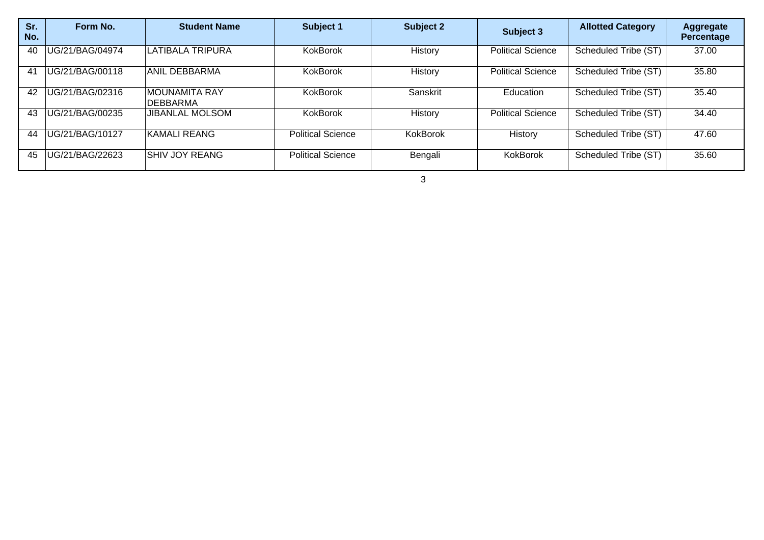| Sr. No. | Form No. | Student Name | Subject 1 | Subject 2 | Subject 3 | Allotted Category | Aggregate Percentage |
|---|---|---|---|---|---|---|---|
| 40 | UG/21/BAG/04974 | LATIBALA TRIPURA | KokBorok | History | Political Science | Scheduled Tribe (ST) | 37.00 |
| 41 | UG/21/BAG/00118 | ANIL DEBBARMA | KokBorok | History | Political Science | Scheduled Tribe (ST) | 35.80 |
| 42 | UG/21/BAG/02316 | MOUNAMITA RAY DEBBARMA | KokBorok | Sanskrit | Education | Scheduled Tribe (ST) | 35.40 |
| 43 | UG/21/BAG/00235 | JIBANLAL MOLSOM | KokBorok | History | Political Science | Scheduled Tribe (ST) | 34.40 |
| 44 | UG/21/BAG/10127 | KAMALI REANG | Political Science | KokBorok | History | Scheduled Tribe (ST) | 47.60 |
| 45 | UG/21/BAG/22623 | SHIV JOY REANG | Political Science | Bengali | KokBorok | Scheduled Tribe (ST) | 35.60 |